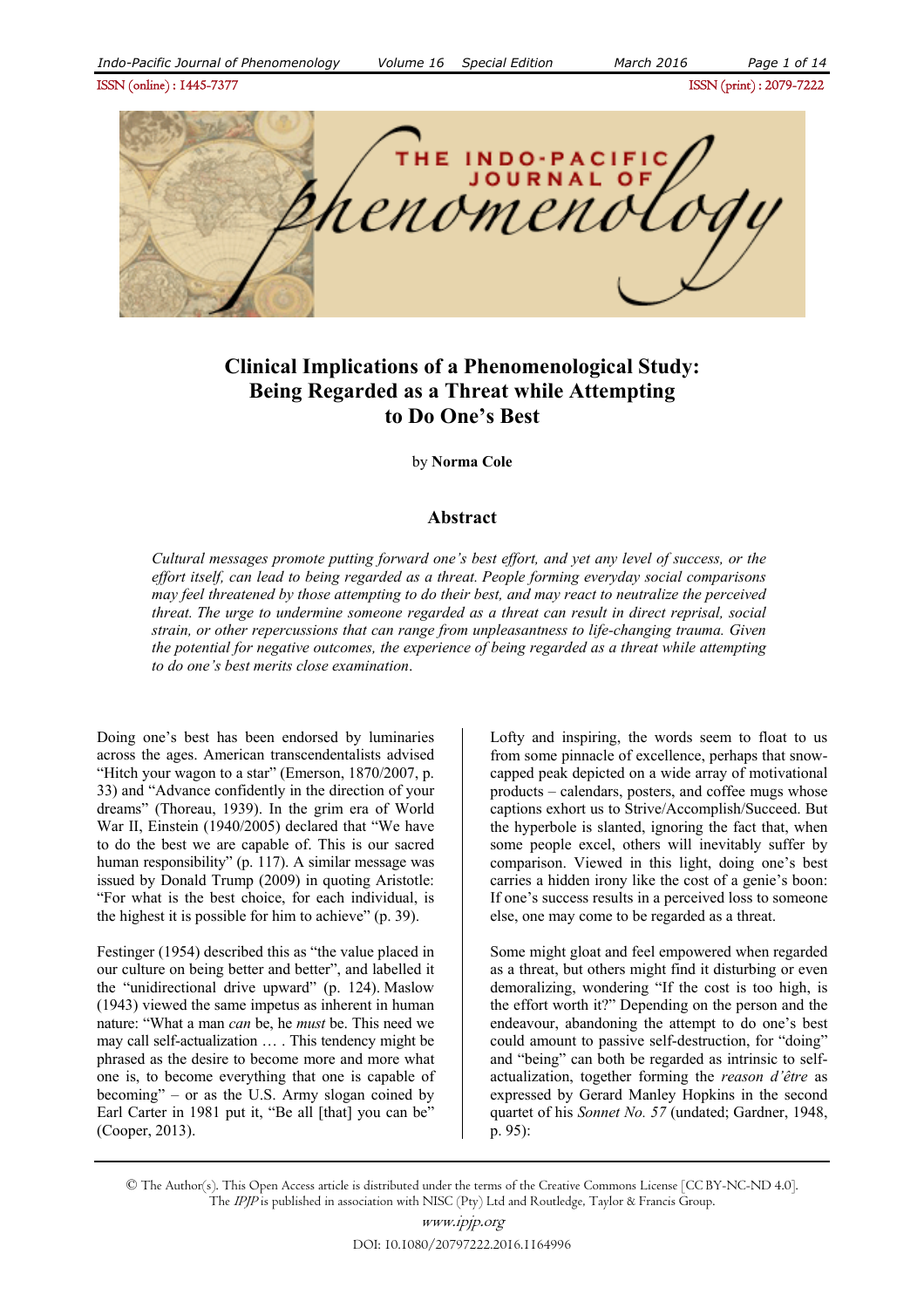# Clinical Implications of a Phenomenological Study: Being Regarded as a Threat while Attempting to Do One's Best

by **Norma Cole**

## Abstract

*Cultural messages promote putting forward one's best effort, and yet any level of success, or the effort itself, can lead to being regarded as a threat. People forming everyday social comparisons may feel threatened by those attempting to do their best, and may react to neutralize the perceived threat. The urge to undermine someone regarded as a threat can result in direct reprisal, social strain, or other repercussions that can range from unpleasantness to life-changing trauma. Given the potential for negative outcomes, the experience of being regarded as a threat while attempting to do one's best merits close examination.*

Doing one's best has been endorsed by luminaries across the ages. American transcendentalists advised "Hitch your wagon to a star" (Emerson, 1870/2007, p. 33) and "Advance confidently in the direction of your dreams" (Thoreau, 1939). In the grim era of World War II, Einstein (1940/2005) declared that "We have to do the best we are capable of. This is our sacred human responsibility" (p. 117). A similar message was issued by Donald Trump (2009) in quoting Aristotle: "For what is the best choice, for each individual, is the highest it is possible for him to achieve" (p. 39).

Festinger (1954) described this as "the value placed in our culture on being better and better", and labelled it the "unidirectional drive upward" (p. 124). Maslow (1943) viewed the same impetus as inherent in human nature: "What a man *can* be, he *must* be. This need we may call self-actualization … . This tendency might be phrased as the desire to become more and more what one is, to become everything that one is capable of becoming" – or as the U.S. Army slogan coined by Earl Carter in 1981 put it, "Be all [that] you can be" (Cooper, 2013).

Lofty and inspiring, the words seem to float to us from some pinnacle of excellence, perhaps that snow-capped peak depicted on a wide array of motivational products – calendars, posters, and coffee mugs whose captions exhort us to Strive/Accomplish/Succeed. But the hyperbole is slanted, ignoring the fact that, when some people excel, others will inevitably suffer by comparison. Viewed in this light, doing one's best carries a hidden irony like the cost of a genie's boon: If one's success results in a perceived loss to someone else, one may come to be regarded as a threat.

Some might gloat and feel empowered when regarded as a threat, but others might find it disturbing or even demoralizing, wondering "If the cost is too high, is the effort worth it?" Depending on the person and the endeavour, abandoning the attempt to do one's best could amount to passive self-destruction, for "doing" and "being" can both be regarded as intrinsic to self-actualization, together forming the *reason d'être* as best expressed by Gerard Manley Hopkins in the second quartet of his *Sonnet No. 57* (undated; Gardner, 1948, p. 95):

© The Author(s). This Open Access article is distributed under the terms of the Creative Commons License [CC BY-NC-ND 4.0]. The *IPJP* is published in association with NISC (Pty) Ltd and Routledge, Taylor & Francis Group.

*www.ipjp.org*

DOI: 10.1080/20797222.2016.1164996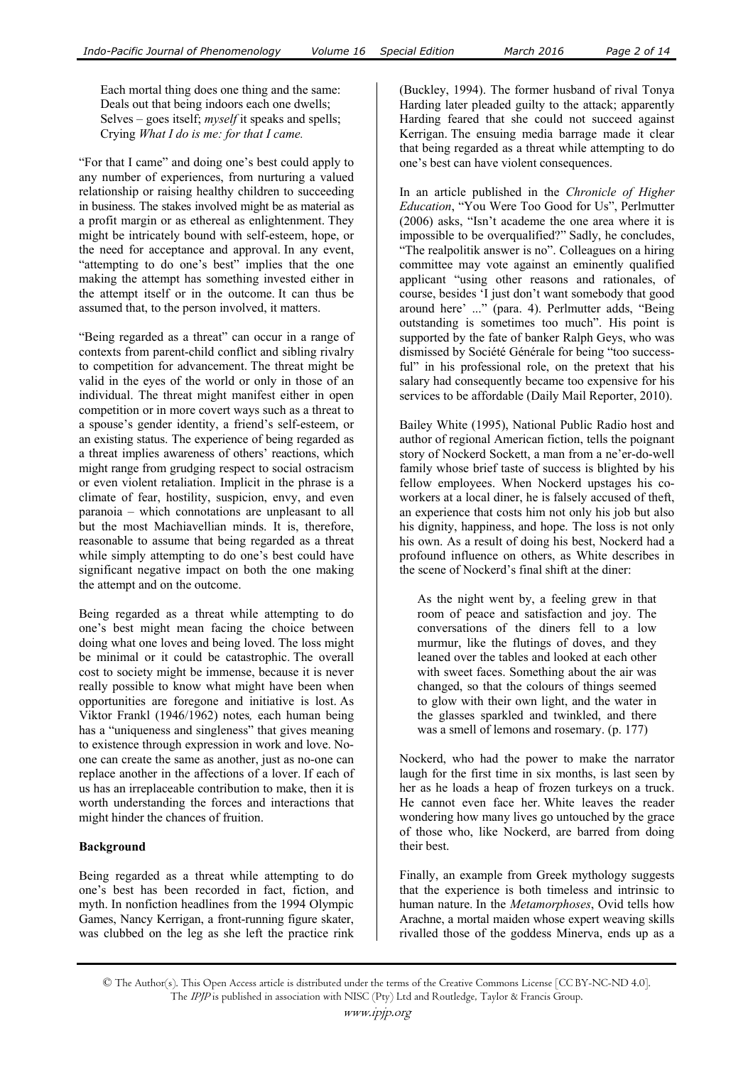> Each mortal thing does one thing and the same:
> Deals out that being indoors each one dwells;
> Selves – goes itself; *myself* it speaks and spells;
> Crying *What I do is me: for that I came.*

"For that I came" and doing one's best could apply to any number of experiences, from nurturing a valued relationship or raising healthy children to succeeding in business. The stakes involved might be as material as a profit margin or as ethereal as enlightenment. They might be intricately bound with self-esteem, hope, or the need for acceptance and approval. In any event, "attempting to do one's best" implies that the one making the attempt has something invested either in the attempt itself or in the outcome. It can thus be assumed that, to the person involved, it matters.

"Being regarded as a threat" can occur in a range of contexts from parent-child conflict and sibling rivalry to competition for advancement. The threat might be valid in the eyes of the world or only in those of an individual. The threat might manifest either in open competition or in more covert ways such as a threat to a spouse's gender identity, a friend's self-esteem, or an existing status. The experience of being regarded as a threat implies awareness of others' reactions, which might range from grudging respect to social ostracism or even violent retaliation. Implicit in the phrase is a climate of fear, hostility, suspicion, envy, and even paranoia – which connotations are unpleasant to all but the most Machiavellian minds. It is, therefore, reasonable to assume that being regarded as a threat while simply attempting to do one's best could have significant negative impact on both the one making the attempt and on the outcome.

Being regarded as a threat while attempting to do one's best might mean facing the choice between doing what one loves and being loved. The loss might be minimal or it could be catastrophic. The overall cost to society might be immense, because it is never really possible to know what might have been when opportunities are foregone and initiative is lost. As Viktor Frankl (1946/1962) notes*,* each human being has a "uniqueness and singleness" that gives meaning to existence through expression in work and love. No-one can create the same as another, just as no-one can replace another in the affections of a lover. If each of us has an irreplaceable contribution to make, then it is worth understanding the forces and interactions that might hinder the chances of fruition.

**Background**

Being regarded as a threat while attempting to do one's best has been recorded in fact, fiction, and myth. In nonfiction headlines from the 1994 Olympic Games, Nancy Kerrigan, a front-running figure skater, was clubbed on the leg as she left the practice rink (Buckley, 1994). The former husband of rival Tonya Harding later pleaded guilty to the attack; apparently Harding feared that she could not succeed against Kerrigan. The ensuing media barrage made it clear that being regarded as a threat while attempting to do one's best can have violent consequences.

In an article published in the *Chronicle of Higher Education*, "You Were Too Good for Us", Perlmutter (2006) asks, "Isn't academe the one area where it is impossible to be overqualified?" Sadly, he concludes, "The realpolitik answer is no". Colleagues on a hiring committee may vote against an eminently qualified applicant "using other reasons and rationales, of course, besides 'I just don't want somebody that good around here' ..." (para. 4). Perlmutter adds, "Being outstanding is sometimes too much". His point is supported by the fate of banker Ralph Geys, who was dismissed by Société Générale for being "too successful" in his professional role, on the pretext that his salary had consequently became too expensive for his services to be affordable (Daily Mail Reporter, 2010).

Bailey White (1995), National Public Radio host and author of regional American fiction, tells the poignant story of Nockerd Sockett, a man from a ne'er-do-well family whose brief taste of success is blighted by his fellow employees. When Nockerd upstages his co-workers at a local diner, he is falsely accused of theft, an experience that costs him not only his job but also his dignity, happiness, and hope. The loss is not only his own. As a result of doing his best, Nockerd had a profound influence on others, as White describes in the scene of Nockerd's final shift at the diner:

> As the night went by, a feeling grew in that room of peace and satisfaction and joy. The conversations of the diners fell to a low murmur, like the flutings of doves, and they leaned over the tables and looked at each other with sweet faces. Something about the air was changed, so that the colours of things seemed to glow with their own light, and the water in the glasses sparkled and twinkled, and there was a smell of lemons and rosemary. (p. 177)

Nockerd, who had the power to make the narrator laugh for the first time in six months, is last seen by her as he loads a heap of frozen turkeys on a truck. He cannot even face her. White leaves the reader wondering how many lives go untouched by the grace of those who, like Nockerd, are barred from doing their best.

Finally, an example from Greek mythology suggests that the experience is both timeless and intrinsic to human nature. In the *Metamorphoses*, Ovid tells how Arachne, a mortal maiden whose expert weaving skills rivalled those of the goddess Minerva, ends up as a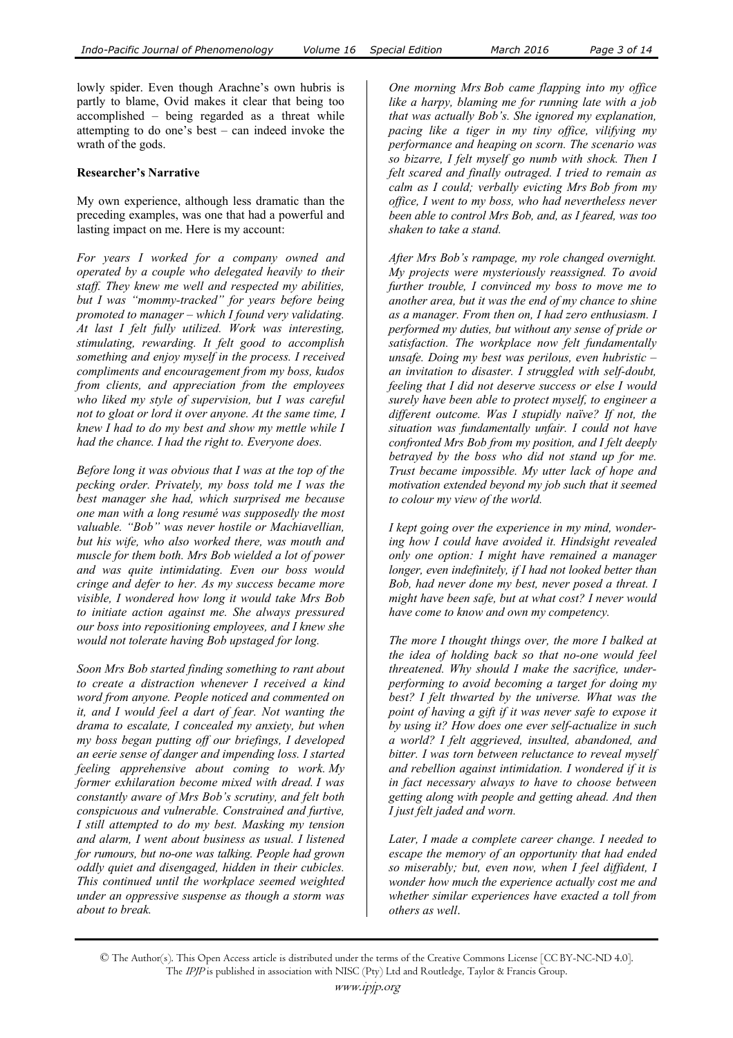lowly spider. Even though Arachne's own hubris is partly to blame, Ovid makes it clear that being too accomplished – being regarded as a threat while attempting to do one's best – can indeed invoke the wrath of the gods.

**Researcher's Narrative**

My own experience, although less dramatic than the preceding examples, was one that had a powerful and lasting impact on me. Here is my account:

*For years I worked for a company owned and operated by a couple who delegated heavily to their staff. They knew me well and respected my abilities, but I was "mommy-tracked" for years before being promoted to manager – which I found very validating. At last I felt fully utilized. Work was interesting, stimulating, rewarding. It felt good to accomplish something and enjoy myself in the process. I received compliments and encouragement from my boss, kudos from clients, and appreciation from the employees who liked my style of supervision, but I was careful not to gloat or lord it over anyone. At the same time, I knew I had to do my best and show my mettle while I had the chance. I had the right to. Everyone does.*

*Before long it was obvious that I was at the top of the pecking order. Privately, my boss told me I was the best manager she had, which surprised me because one man with a long resumé was supposedly the most valuable. "Bob" was never hostile or Machiavellian, but his wife, who also worked there, was mouth and muscle for them both. Mrs Bob wielded a lot of power and was quite intimidating. Even our boss would cringe and defer to her. As my success became more visible, I wondered how long it would take Mrs Bob to initiate action against me. She always pressured our boss into repositioning employees, and I knew she would not tolerate having Bob upstaged for long.*

*Soon Mrs Bob started finding something to rant about to create a distraction whenever I received a kind word from anyone. People noticed and commented on it, and I would feel a dart of fear. Not wanting the drama to escalate, I concealed my anxiety, but when my boss began putting off our briefings, I developed an eerie sense of danger and impending loss. I started feeling apprehensive about coming to work. My former exhilaration become mixed with dread. I was constantly aware of Mrs Bob's scrutiny, and felt both conspicuous and vulnerable. Constrained and furtive, I still attempted to do my best. Masking my tension and alarm, I went about business as usual. I listened for rumours, but no-one was talking. People had grown oddly quiet and disengaged, hidden in their cubicles. This continued until the workplace seemed weighted under an oppressive suspense as though a storm was about to break.*

*One morning Mrs Bob came flapping into my office like a harpy, blaming me for running late with a job that was actually Bob's. She ignored my explanation, pacing like a tiger in my tiny office, vilifying my performance and heaping on scorn. The scenario was so bizarre, I felt myself go numb with shock. Then I felt scared and finally outraged. I tried to remain as calm as I could; verbally evicting Mrs Bob from my office, I went to my boss, who had nevertheless never been able to control Mrs Bob, and, as I feared, was too shaken to take a stand.*

*After Mrs Bob's rampage, my role changed overnight. My projects were mysteriously reassigned. To avoid further trouble, I convinced my boss to move me to another area, but it was the end of my chance to shine as a manager. From then on, I had zero enthusiasm. I performed my duties, but without any sense of pride or satisfaction. The workplace now felt fundamentally unsafe. Doing my best was perilous, even hubristic – an invitation to disaster. I struggled with self-doubt, feeling that I did not deserve success or else I would surely have been able to protect myself, to engineer a different outcome. Was I stupidly naïve? If not, the situation was fundamentally unfair. I could not have confronted Mrs Bob from my position, and I felt deeply betrayed by the boss who did not stand up for me. Trust became impossible. My utter lack of hope and motivation extended beyond my job such that it seemed to colour my view of the world.*

*I kept going over the experience in my mind, wondering how I could have avoided it. Hindsight revealed only one option: I might have remained a manager longer, even indefinitely, if I had not looked better than Bob, had never done my best, never posed a threat. I might have been safe, but at what cost? I never would have come to know and own my competency.*

*The more I thought things over, the more I balked at the idea of holding back so that no-one would feel threatened. Why should I make the sacrifice, underperforming to avoid becoming a target for doing my best? I felt thwarted by the universe. What was the point of having a gift if it was never safe to expose it by using it? How does one ever self-actualize in such a world? I felt aggrieved, insulted, abandoned, and bitter. I was torn between reluctance to reveal myself and rebellion against intimidation. I wondered if it is in fact necessary always to have to choose between getting along with people and getting ahead. And then I just felt jaded and worn.*

*Later, I made a complete career change. I needed to escape the memory of an opportunity that had ended so miserably; but, even now, when I feel diffident, I wonder how much the experience actually cost me and whether similar experiences have exacted a toll from others as well.*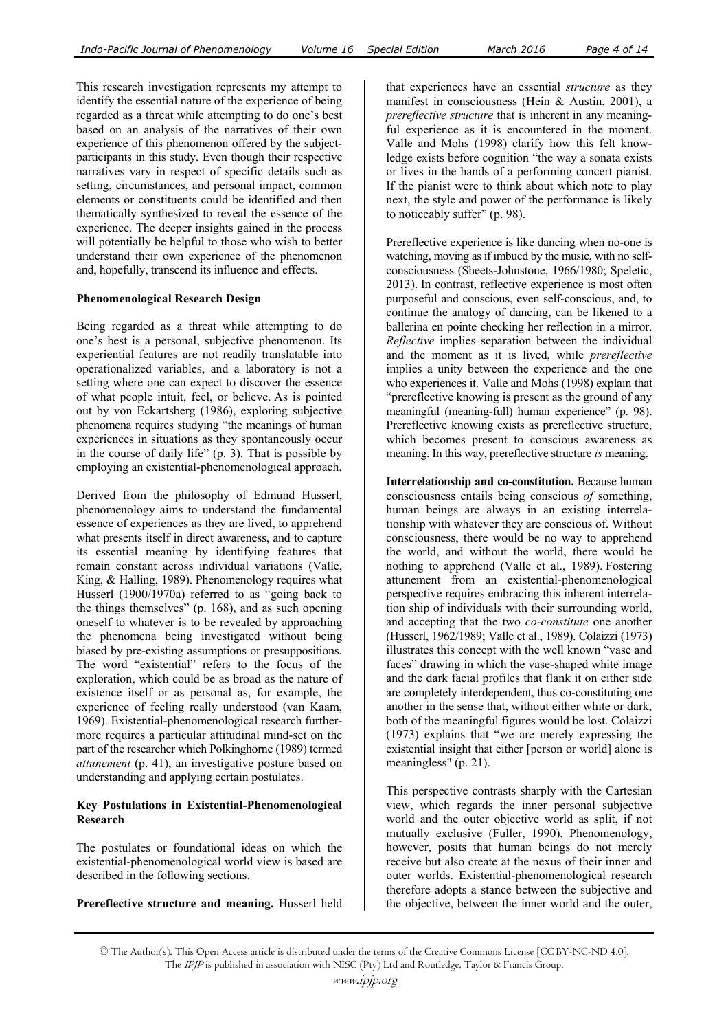This research investigation represents my attempt to identify the essential nature of the experience of being regarded as a threat while attempting to do one's best based on an analysis of the narratives of their own experience of this phenomenon offered by the subject-participants in this study. Even though their respective narratives vary in respect of specific details such as setting, circumstances, and personal impact, common elements or constituents could be identified and then thematically synthesized to reveal the essence of the experience. The deeper insights gained in the process will potentially be helpful to those who wish to better understand their own experience of the phenomenon and, hopefully, transcend its influence and effects.

**Phenomenological Research Design**

Being regarded as a threat while attempting to do one's best is a personal, subjective phenomenon. Its experiential features are not readily translatable into operationalized variables, and a laboratory is not a setting where one can expect to discover the essence of what people intuit, feel, or believe. As is pointed out by von Eckartsberg (1986), exploring subjective phenomena requires studying "the meanings of human experiences in situations as they spontaneously occur in the course of daily life" (p. 3). That is possible by employing an existential-phenomenological approach.

Derived from the philosophy of Edmund Husserl, phenomenology aims to understand the fundamental essence of experiences as they are lived, to apprehend what presents itself in direct awareness, and to capture its essential meaning by identifying features that remain constant across individual variations (Valle, King, & Halling, 1989). Phenomenology requires what Husserl (1900/1970a) referred to as "going back to the things themselves" (p. 168), and as such opening oneself to whatever is to be revealed by approaching the phenomena being investigated without being biased by pre-existing assumptions or presuppositions. The word "existential" refers to the focus of the exploration, which could be as broad as the nature of existence itself or as personal as, for example, the experience of feeling really understood (van Kaam, 1969). Existential-phenomenological research furthermore requires a particular attitudinal mind-set on the part of the researcher which Polkinghorne (1989) termed *attunement* (p. 41), an investigative posture based on understanding and applying certain postulates.

**Key Postulations in Existential-Phenomenological Research**

The postulates or foundational ideas on which the existential-phenomenological world view is based are described in the following sections.

**Prereflective structure and meaning.** Husserl held that experiences have an essential *structure* as they manifest in consciousness (Hein & Austin, 2001), a *prereflective structure* that is inherent in any meaningful experience as it is encountered in the moment. Valle and Mohs (1998) clarify how this felt knowledge exists before cognition "the way a sonata exists or lives in the hands of a performing concert pianist. If the pianist were to think about which note to play next, the style and power of the performance is likely to noticeably suffer" (p. 98).

Prereflective experience is like dancing when no-one is watching, moving as if imbued by the music, with no self-consciousness (Sheets-Johnstone, 1966/1980; Speletic, 2013). In contrast, reflective experience is most often purposeful and conscious, even self-conscious, and, to continue the analogy of dancing, can be likened to a ballerina en pointe checking her reflection in a mirror. *Reflective* implies separation between the individual and the moment as it is lived, while *prereflective* implies a unity between the experience and the one who experiences it. Valle and Mohs (1998) explain that "prereflective knowing is present as the ground of any meaningful (meaning-full) human experience" (p. 98). Prereflective knowing exists as prereflective structure, which becomes present to conscious awareness as meaning. In this way, prereflective structure *is* meaning.

**Interrelationship and co-constitution.** Because human consciousness entails being conscious *of* something, human beings are always in an existing interrelationship with whatever they are conscious of. Without consciousness, there would be no way to apprehend the world, and without the world, there would be nothing to apprehend (Valle et al., 1989). Fostering attunement from an existential-phenomenological perspective requires embracing this inherent interrelation ship of individuals with their surrounding world, and accepting that the two *co-constitute* one another (Husserl, 1962/1989; Valle et al., 1989). Colaizzi (1973) illustrates this concept with the well known "vase and faces" drawing in which the vase-shaped white image and the dark facial profiles that flank it on either side are completely interdependent, thus co-constituting one another in the sense that, without either white or dark, both of the meaningful figures would be lost. Colaizzi (1973) explains that "we are merely expressing the existential insight that either [person or world] alone is meaningless" (p. 21).

This perspective contrasts sharply with the Cartesian view, which regards the inner personal subjective world and the outer objective world as split, if not mutually exclusive (Fuller, 1990). Phenomenology, however, posits that human beings do not merely receive but also create at the nexus of their inner and outer worlds. Existential-phenomenological research therefore adopts a stance between the subjective and the objective, between the inner world and the outer,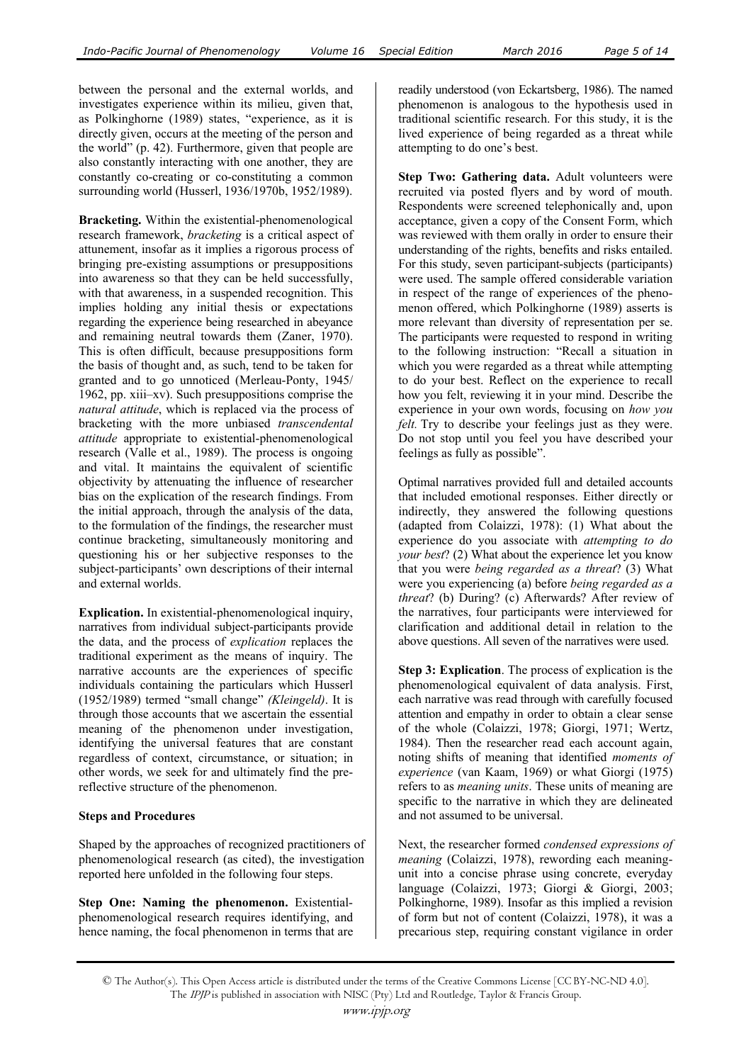between the personal and the external worlds, and investigates experience within its milieu, given that, as Polkinghorne (1989) states, "experience, as it is directly given, occurs at the meeting of the person and the world" (p. 42). Furthermore, given that people are also constantly interacting with one another, they are constantly co-creating or co-constituting a common surrounding world (Husserl, 1936/1970b, 1952/1989).

**Bracketing.** Within the existential-phenomenological research framework, *bracketing* is a critical aspect of attunement, insofar as it implies a rigorous process of bringing pre-existing assumptions or presuppositions into awareness so that they can be held successfully, with that awareness, in a suspended recognition. This implies holding any initial thesis or expectations regarding the experience being researched in abeyance and remaining neutral towards them (Zaner, 1970). This is often difficult, because presuppositions form the basis of thought and, as such, tend to be taken for granted and to go unnoticed (Merleau-Ponty, 1945/1962, pp. xiii–xv). Such presuppositions comprise the *natural attitude*, which is replaced via the process of bracketing with the more unbiased *transcendental attitude* appropriate to existential-phenomenological research (Valle et al., 1989). The process is ongoing and vital. It maintains the equivalent of scientific objectivity by attenuating the influence of researcher bias on the explication of the research findings. From the initial approach, through the analysis of the data, to the formulation of the findings, the researcher must continue bracketing, simultaneously monitoring and questioning his or her subjective responses to the subject-participants' own descriptions of their internal and external worlds.

**Explication.** In existential-phenomenological inquiry, narratives from individual subject-participants provide the data, and the process of *explication* replaces the traditional experiment as the means of inquiry. The narrative accounts are the experiences of specific individuals containing the particulars which Husserl (1952/1989) termed "small change" *(Kleingeld)*. It is through those accounts that we ascertain the essential meaning of the phenomenon under investigation, identifying the universal features that are constant regardless of context, circumstance, or situation; in other words, we seek for and ultimately find the pre-reflective structure of the phenomenon.

**Steps and Procedures**

Shaped by the approaches of recognized practitioners of phenomenological research (as cited), the investigation reported here unfolded in the following four steps.

**Step One: Naming the phenomenon.** Existential-phenomenological research requires identifying, and hence naming, the focal phenomenon in terms that are readily understood (von Eckartsberg, 1986). The named phenomenon is analogous to the hypothesis used in traditional scientific research. For this study, it is the lived experience of being regarded as a threat while attempting to do one's best.

**Step Two: Gathering data.** Adult volunteers were recruited via posted flyers and by word of mouth. Respondents were screened telephonically and, upon acceptance, given a copy of the Consent Form, which was reviewed with them orally in order to ensure their understanding of the rights, benefits and risks entailed. For this study, seven participant-subjects (participants) were used. The sample offered considerable variation in respect of the range of experiences of the phenomenon offered, which Polkinghorne (1989) asserts is more relevant than diversity of representation per se. The participants were requested to respond in writing to the following instruction: "Recall a situation in which you were regarded as a threat while attempting to do your best. Reflect on the experience to recall how you felt, reviewing it in your mind. Describe the experience in your own words, focusing on *how you felt.* Try to describe your feelings just as they were. Do not stop until you feel you have described your feelings as fully as possible".

Optimal narratives provided full and detailed accounts that included emotional responses. Either directly or indirectly, they answered the following questions (adapted from Colaizzi, 1978): (1) What about the experience do you associate with *attempting to do your best*? (2) What about the experience let you know that you were *being regarded as a threat*? (3) What were you experiencing (a) before *being regarded as a threat*? (b) During? (c) Afterwards? After review of the narratives, four participants were interviewed for clarification and additional detail in relation to the above questions. All seven of the narratives were used.

**Step 3: Explication**. The process of explication is the phenomenological equivalent of data analysis. First, each narrative was read through with carefully focused attention and empathy in order to obtain a clear sense of the whole (Colaizzi, 1978; Giorgi, 1971; Wertz, 1984). Then the researcher read each account again, noting shifts of meaning that identified *moments of experience* (van Kaam, 1969) or what Giorgi (1975) refers to as *meaning units*. These units of meaning are specific to the narrative in which they are delineated and not assumed to be universal.

Next, the researcher formed *condensed expressions of meaning* (Colaizzi, 1978), rewording each meaning-unit into a concise phrase using concrete, everyday language (Colaizzi, 1973; Giorgi & Giorgi, 2003; Polkinghorne, 1989). Insofar as this implied a revision of form but not of content (Colaizzi, 1978), it was a precarious step, requiring constant vigilance in order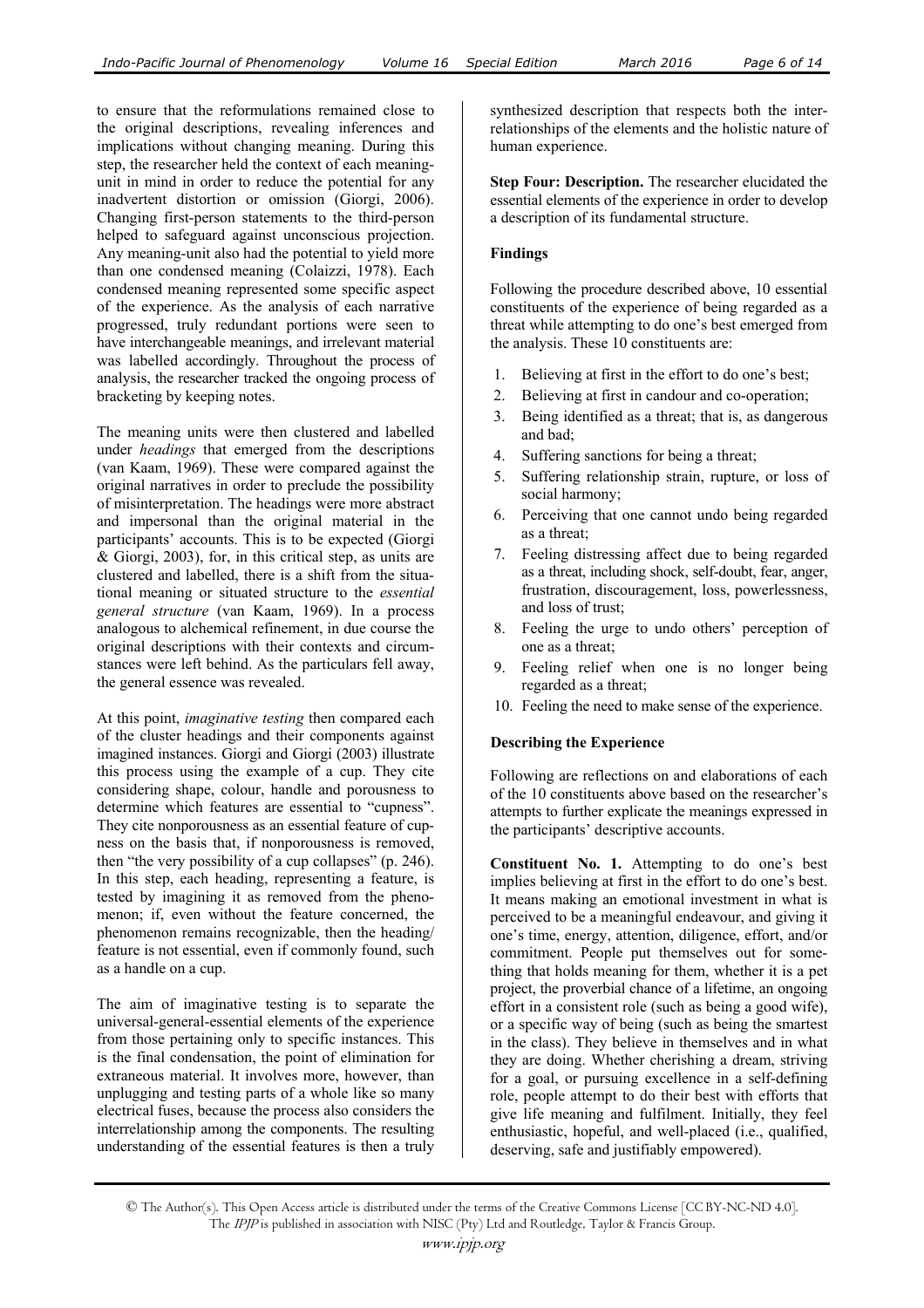to ensure that the reformulations remained close to the original descriptions, revealing inferences and implications without changing meaning. During this step, the researcher held the context of each meaning-unit in mind in order to reduce the potential for any inadvertent distortion or omission (Giorgi, 2006). Changing first-person statements to the third-person helped to safeguard against unconscious projection. Any meaning-unit also had the potential to yield more than one condensed meaning (Colaizzi, 1978). Each condensed meaning represented some specific aspect of the experience. As the analysis of each narrative progressed, truly redundant portions were seen to have interchangeable meanings, and irrelevant material was labelled accordingly. Throughout the process of analysis, the researcher tracked the ongoing process of bracketing by keeping notes.

The meaning units were then clustered and labelled under *headings* that emerged from the descriptions (van Kaam, 1969). These were compared against the original narratives in order to preclude the possibility of misinterpretation. The headings were more abstract and impersonal than the original material in the participants' accounts. This is to be expected (Giorgi & Giorgi, 2003), for, in this critical step, as units are clustered and labelled, there is a shift from the situational meaning or situated structure to the *essential general structure* (van Kaam, 1969). In a process analogous to alchemical refinement, in due course the original descriptions with their contexts and circumstances were left behind. As the particulars fell away, the general essence was revealed.

At this point, *imaginative testing* then compared each of the cluster headings and their components against imagined instances. Giorgi and Giorgi (2003) illustrate this process using the example of a cup. They cite considering shape, colour, handle and porousness to determine which features are essential to "cupness". They cite nonporousness as an essential feature of cupness on the basis that, if nonporousness is removed, then "the very possibility of a cup collapses" (p. 246). In this step, each heading, representing a feature, is tested by imagining it as removed from the phenomenon; if, even without the feature concerned, the phenomenon remains recognizable, then the heading/feature is not essential, even if commonly found, such as a handle on a cup.

The aim of imaginative testing is to separate the universal-general-essential elements of the experience from those pertaining only to specific instances. This is the final condensation, the point of elimination for extraneous material. It involves more, however, than unplugging and testing parts of a whole like so many electrical fuses, because the process also considers the interrelationship among the components. The resulting understanding of the essential features is then a truly synthesized description that respects both the interrelationships of the elements and the holistic nature of human experience.

**Step Four: Description.** The researcher elucidated the essential elements of the experience in order to develop a description of its fundamental structure.

### Findings

Following the procedure described above, 10 essential constituents of the experience of being regarded as a threat while attempting to do one's best emerged from the analysis. These 10 constituents are:

1. Believing at first in the effort to do one's best;
2. Believing at first in candour and co-operation;
3. Being identified as a threat; that is, as dangerous and bad;
4. Suffering sanctions for being a threat;
5. Suffering relationship strain, rupture, or loss of social harmony;
6. Perceiving that one cannot undo being regarded as a threat;
7. Feeling distressing affect due to being regarded as a threat, including shock, self-doubt, fear, anger, frustration, discouragement, loss, powerlessness, and loss of trust;
8. Feeling the urge to undo others' perception of one as a threat;
9. Feeling relief when one is no longer being regarded as a threat;
10. Feeling the need to make sense of the experience.

### Describing the Experience

Following are reflections on and elaborations of each of the 10 constituents above based on the researcher's attempts to further explicate the meanings expressed in the participants' descriptive accounts.

**Constituent No. 1.** Attempting to do one's best implies believing at first in the effort to do one's best. It means making an emotional investment in what is perceived to be a meaningful endeavour, and giving it one's time, energy, attention, diligence, effort, and/or commitment. People put themselves out for something that holds meaning for them, whether it is a pet project, the proverbial chance of a lifetime, an ongoing effort in a consistent role (such as being a good wife), or a specific way of being (such as being the smartest in the class). They believe in themselves and in what they are doing. Whether cherishing a dream, striving for a goal, or pursuing excellence in a self-defining role, people attempt to do their best with efforts that give life meaning and fulfilment. Initially, they feel enthusiastic, hopeful, and well-placed (i.e., qualified, deserving, safe and justifiably empowered).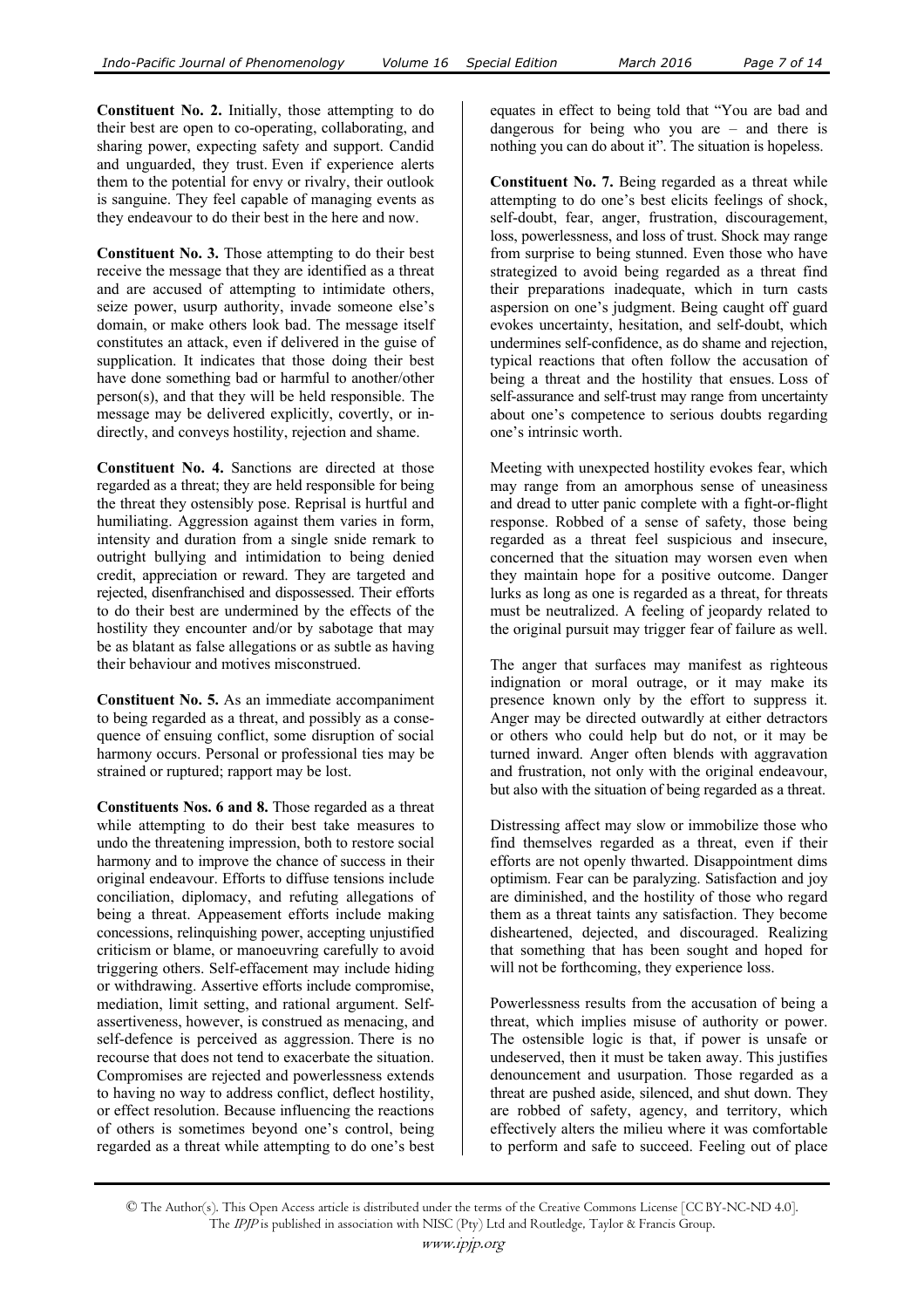**Constituent No. 2.** Initially, those attempting to do their best are open to co-operating, collaborating, and sharing power, expecting safety and support. Candid and unguarded, they trust. Even if experience alerts them to the potential for envy or rivalry, their outlook is sanguine. They feel capable of managing events as they endeavour to do their best in the here and now.

**Constituent No. 3.** Those attempting to do their best receive the message that they are identified as a threat and are accused of attempting to intimidate others, seize power, usurp authority, invade someone else's domain, or make others look bad. The message itself constitutes an attack, even if delivered in the guise of supplication. It indicates that those doing their best have done something bad or harmful to another/other person(s), and that they will be held responsible. The message may be delivered explicitly, covertly, or indirectly, and conveys hostility, rejection and shame.

**Constituent No. 4.** Sanctions are directed at those regarded as a threat; they are held responsible for being the threat they ostensibly pose. Reprisal is hurtful and humiliating. Aggression against them varies in form, intensity and duration from a single snide remark to outright bullying and intimidation to being denied credit, appreciation or reward. They are targeted and rejected, disenfranchised and dispossessed. Their efforts to do their best are undermined by the effects of the hostility they encounter and/or by sabotage that may be as blatant as false allegations or as subtle as having their behaviour and motives misconstrued.

**Constituent No. 5.** As an immediate accompaniment to being regarded as a threat, and possibly as a consequence of ensuing conflict, some disruption of social harmony occurs. Personal or professional ties may be strained or ruptured; rapport may be lost.

**Constituents Nos. 6 and 8.** Those regarded as a threat while attempting to do their best take measures to undo the threatening impression, both to restore social harmony and to improve the chance of success in their original endeavour. Efforts to diffuse tensions include conciliation, diplomacy, and refuting allegations of being a threat. Appeasement efforts include making concessions, relinquishing power, accepting unjustified criticism or blame, or manoeuvring carefully to avoid triggering others. Self-effacement may include hiding or withdrawing. Assertive efforts include compromise, mediation, limit setting, and rational argument. Self-assertiveness, however, is construed as menacing, and self-defence is perceived as aggression. There is no recourse that does not tend to exacerbate the situation. Compromises are rejected and powerlessness extends to having no way to address conflict, deflect hostility, or effect resolution. Because influencing the reactions of others is sometimes beyond one's control, being regarded as a threat while attempting to do one's best equates in effect to being told that "You are bad and dangerous for being who you are – and there is nothing you can do about it". The situation is hopeless.

**Constituent No. 7.** Being regarded as a threat while attempting to do one's best elicits feelings of shock, self-doubt, fear, anger, frustration, discouragement, loss, powerlessness, and loss of trust. Shock may range from surprise to being stunned. Even those who have strategized to avoid being regarded as a threat find their preparations inadequate, which in turn casts aspersion on one's judgment. Being caught off guard evokes uncertainty, hesitation, and self-doubt, which undermines self-confidence, as do shame and rejection, typical reactions that often follow the accusation of being a threat and the hostility that ensues. Loss of self-assurance and self-trust may range from uncertainty about one's competence to serious doubts regarding one's intrinsic worth.

Meeting with unexpected hostility evokes fear, which may range from an amorphous sense of uneasiness and dread to utter panic complete with a fight-or-flight response. Robbed of a sense of safety, those being regarded as a threat feel suspicious and insecure, concerned that the situation may worsen even when they maintain hope for a positive outcome. Danger lurks as long as one is regarded as a threat, for threats must be neutralized. A feeling of jeopardy related to the original pursuit may trigger fear of failure as well.

The anger that surfaces may manifest as righteous indignation or moral outrage, or it may make its presence known only by the effort to suppress it. Anger may be directed outwardly at either detractors or others who could help but do not, or it may be turned inward. Anger often blends with aggravation and frustration, not only with the original endeavour, but also with the situation of being regarded as a threat.

Distressing affect may slow or immobilize those who find themselves regarded as a threat, even if their efforts are not openly thwarted. Disappointment dims optimism. Fear can be paralyzing. Satisfaction and joy are diminished, and the hostility of those who regard them as a threat taints any satisfaction. They become disheartened, dejected, and discouraged. Realizing that something that has been sought and hoped for will not be forthcoming, they experience loss.

Powerlessness results from the accusation of being a threat, which implies misuse of authority or power. The ostensible logic is that, if power is unsafe or undeserved, then it must be taken away. This justifies denouncement and usurpation. Those regarded as a threat are pushed aside, silenced, and shut down. They are robbed of safety, agency, and territory, which effectively alters the milieu where it was comfortable to perform and safe to succeed. Feeling out of place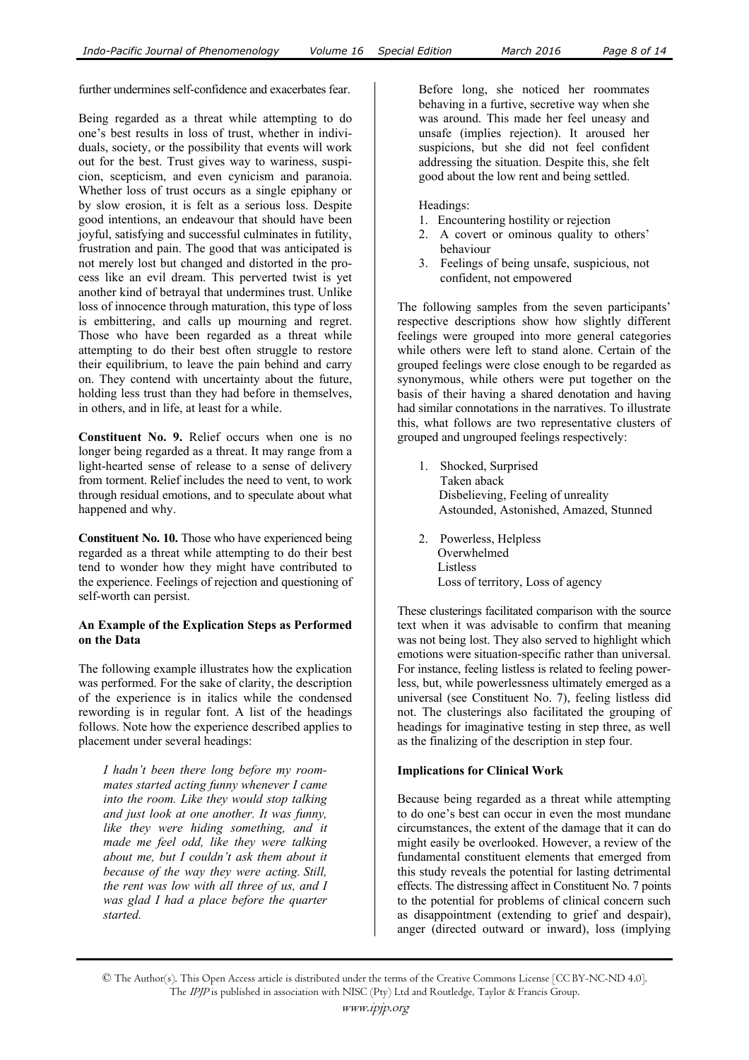further undermines self-confidence and exacerbates fear.

Being regarded as a threat while attempting to do one's best results in loss of trust, whether in individuals, society, or the possibility that events will work out for the best. Trust gives way to wariness, suspicion, scepticism, and even cynicism and paranoia. Whether loss of trust occurs as a single epiphany or by slow erosion, it is felt as a serious loss. Despite good intentions, an endeavour that should have been joyful, satisfying and successful culminates in futility, frustration and pain. The good that was anticipated is not merely lost but changed and distorted in the process like an evil dream. This perverted twist is yet another kind of betrayal that undermines trust. Unlike loss of innocence through maturation, this type of loss is embittering, and calls up mourning and regret. Those who have been regarded as a threat while attempting to do their best often struggle to restore their equilibrium, to leave the pain behind and carry on. They contend with uncertainty about the future, holding less trust than they had before in themselves, in others, and in life, at least for a while.

**Constituent No. 9.** Relief occurs when one is no longer being regarded as a threat. It may range from a light-hearted sense of release to a sense of delivery from torment. Relief includes the need to vent, to work through residual emotions, and to speculate about what happened and why.

**Constituent No. 10.** Those who have experienced being regarded as a threat while attempting to do their best tend to wonder how they might have contributed to the experience. Feelings of rejection and questioning of self-worth can persist.

**An Example of the Explication Steps as Performed on the Data**

The following example illustrates how the explication was performed. For the sake of clarity, the description of the experience is in italics while the condensed rewording is in regular font. A list of the headings follows. Note how the experience described applies to placement under several headings:

> *I hadn't been there long before my roommates started acting funny whenever I came into the room. Like they would stop talking and just look at one another. It was funny, like they were hiding something, and it made me feel odd, like they were talking about me, but I couldn't ask them about it because of the way they were acting. Still, the rent was low with all three of us, and I was glad I had a place before the quarter started.*
>
> Before long, she noticed her roommates behaving in a furtive, secretive way when she was around. This made her feel uneasy and unsafe (implies rejection). It aroused her suspicions, but she did not feel confident addressing the situation. Despite this, she felt good about the low rent and being settled.
>
> Headings:
> 1. Encountering hostility or rejection
> 2. A covert or ominous quality to others' behaviour
> 3. Feelings of being unsafe, suspicious, not confident, not empowered

The following samples from the seven participants' respective descriptions show how slightly different feelings were grouped into more general categories while others were left to stand alone. Certain of the grouped feelings were close enough to be regarded as synonymous, while others were put together on the basis of their having a shared denotation and having had similar connotations in the narratives. To illustrate this, what follows are two representative clusters of grouped and ungrouped feelings respectively:

1. Shocked, Surprised
   Taken aback
   Disbelieving, Feeling of unreality
   Astounded, Astonished, Amazed, Stunned

2. Powerless, Helpless
   Overwhelmed
   Listless
   Loss of territory, Loss of agency

These clusterings facilitated comparison with the source text when it was advisable to confirm that meaning was not being lost. They also served to highlight which emotions were situation-specific rather than universal. For instance, feeling listless is related to feeling powerless, but, while powerlessness ultimately emerged as a universal (see Constituent No. 7), feeling listless did not. The clusterings also facilitated the grouping of headings for imaginative testing in step three, as well as the finalizing of the description in step four.

**Implications for Clinical Work**

Because being regarded as a threat while attempting to do one's best can occur in even the most mundane circumstances, the extent of the damage that it can do might easily be overlooked. However, a review of the fundamental constituent elements that emerged from this study reveals the potential for lasting detrimental effects. The distressing affect in Constituent No. 7 points to the potential for problems of clinical concern such as disappointment (extending to grief and despair), anger (directed outward or inward), loss (implying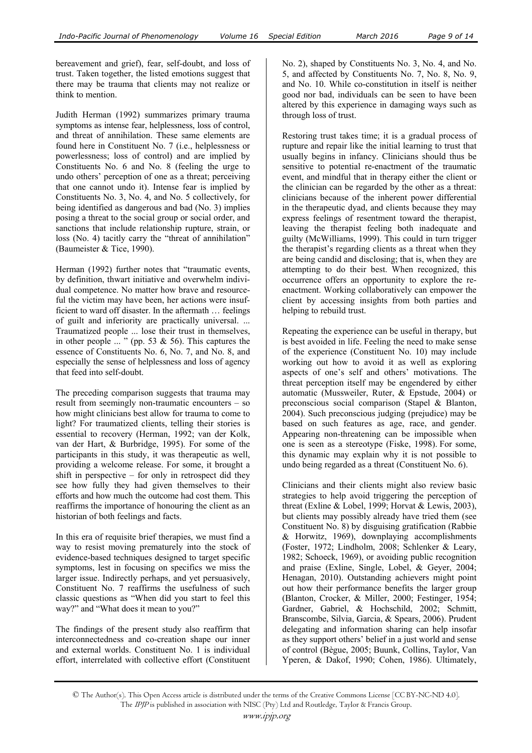bereavement and grief), fear, self-doubt, and loss of trust. Taken together, the listed emotions suggest that there may be trauma that clients may not realize or think to mention.

Judith Herman (1992) summarizes primary trauma symptoms as intense fear, helplessness, loss of control, and threat of annihilation. These same elements are found here in Constituent No. 7 (i.e., helplessness or powerlessness; loss of control) and are implied by Constituents No. 6 and No. 8 (feeling the urge to undo others' perception of one as a threat; perceiving that one cannot undo it). Intense fear is implied by Constituents No. 3, No. 4, and No. 5 collectively, for being identified as dangerous and bad (No. 3) implies posing a threat to the social group or social order, and sanctions that include relationship rupture, strain, or loss (No. 4) tacitly carry the "threat of annihilation" (Baumeister & Tice, 1990).

Herman (1992) further notes that "traumatic events, by definition, thwart initiative and overwhelm individual competence. No matter how brave and resourceful the victim may have been, her actions were insufficient to ward off disaster. In the aftermath … feelings of guilt and inferiority are practically universal. ... Traumatized people ... lose their trust in themselves, in other people ... " (pp. 53 & 56). This captures the essence of Constituents No. 6, No. 7, and No. 8, and especially the sense of helplessness and loss of agency that feed into self-doubt.

The preceding comparison suggests that trauma may result from seemingly non-traumatic encounters – so how might clinicians best allow for trauma to come to light? For traumatized clients, telling their stories is essential to recovery (Herman, 1992; van der Kolk, van der Hart, & Burbridge, 1995). For some of the participants in this study, it was therapeutic as well, providing a welcome release. For some, it brought a shift in perspective – for only in retrospect did they see how fully they had given themselves to their efforts and how much the outcome had cost them. This reaffirms the importance of honouring the client as an historian of both feelings and facts.

In this era of requisite brief therapies, we must find a way to resist moving prematurely into the stock of evidence-based techniques designed to target specific symptoms, lest in focusing on specifics we miss the larger issue. Indirectly perhaps, and yet persuasively, Constituent No. 7 reaffirms the usefulness of such classic questions as "When did you start to feel this way?" and "What does it mean to you?"

The findings of the present study also reaffirm that interconnectedness and co-creation shape our inner and external worlds. Constituent No. 1 is individual effort, interrelated with collective effort (Constituent No. 2), shaped by Constituents No. 3, No. 4, and No. 5, and affected by Constituents No. 7, No. 8, No. 9, and No. 10. While co-constitution in itself is neither good nor bad, individuals can be seen to have been altered by this experience in damaging ways such as through loss of trust.

Restoring trust takes time; it is a gradual process of rupture and repair like the initial learning to trust that usually begins in infancy. Clinicians should thus be sensitive to potential re-enactment of the traumatic event, and mindful that in therapy either the client or the clinician can be regarded by the other as a threat: clinicians because of the inherent power differential in the therapeutic dyad, and clients because they may express feelings of resentment toward the therapist, leaving the therapist feeling both inadequate and guilty (McWilliams, 1999). This could in turn trigger the therapist's regarding clients as a threat when they are being candid and disclosing; that is, when they are attempting to do their best. When recognized, this occurrence offers an opportunity to explore the re-enactment. Working collaboratively can empower the client by accessing insights from both parties and helping to rebuild trust.

Repeating the experience can be useful in therapy, but is best avoided in life. Feeling the need to make sense of the experience (Constituent No. 10) may include working out how to avoid it as well as exploring aspects of one's self and others' motivations. The threat perception itself may be engendered by either automatic (Mussweiler, Ruter, & Epstude, 2004) or preconscious social comparison (Stapel & Blanton, 2004). Such preconscious judging (prejudice) may be based on such features as age, race, and gender. Appearing non-threatening can be impossible when one is seen as a stereotype (Fiske, 1998). For some, this dynamic may explain why it is not possible to undo being regarded as a threat (Constituent No. 6).

Clinicians and their clients might also review basic strategies to help avoid triggering the perception of threat (Exline & Lobel, 1999; Horvat & Lewis, 2003), but clients may possibly already have tried them (see Constituent No. 8) by disguising gratification (Rabbie & Horwitz, 1969), downplaying accomplishments (Foster, 1972; Lindholm, 2008; Schlenker & Leary, 1982; Schoeck, 1969), or avoiding public recognition and praise (Exline, Single, Lobel, & Geyer, 2004; Henagan, 2010). Outstanding achievers might point out how their performance benefits the larger group (Blanton, Crocker, & Miller, 2000; Festinger, 1954; Gardner, Gabriel, & Hochschild, 2002; Schmitt, Branscombe, Silvia, Garcia, & Spears, 2006). Prudent delegating and information sharing can help insofar as they support others' belief in a just world and sense of control (Bègue, 2005; Buunk, Collins, Taylor, Van Yperen, & Dakof, 1990; Cohen, 1986). Ultimately,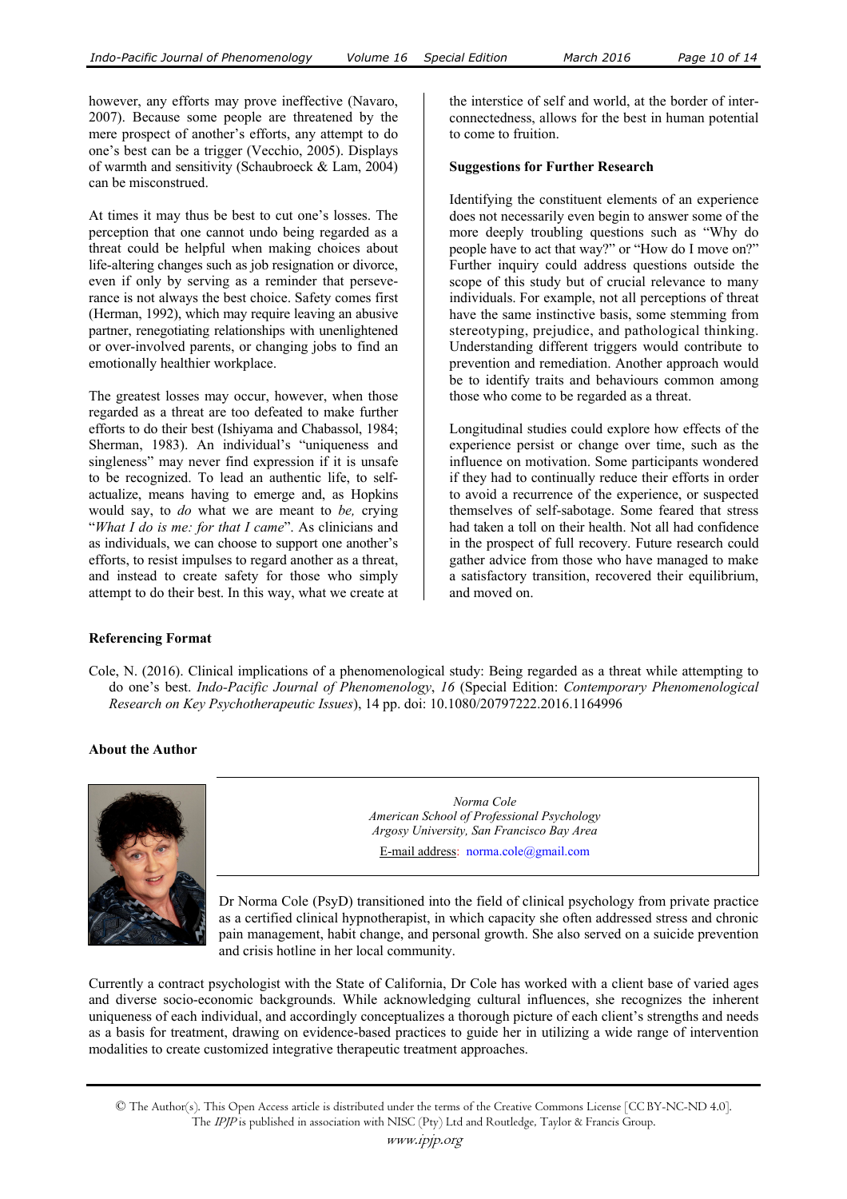however, any efforts may prove ineffective (Navaro, 2007). Because some people are threatened by the mere prospect of another's efforts, any attempt to do one's best can be a trigger (Vecchio, 2005). Displays of warmth and sensitivity (Schaubroeck & Lam, 2004) can be misconstrued.

At times it may thus be best to cut one's losses. The perception that one cannot undo being regarded as a threat could be helpful when making choices about life-altering changes such as job resignation or divorce, even if only by serving as a reminder that perseverance is not always the best choice. Safety comes first (Herman, 1992), which may require leaving an abusive partner, renegotiating relationships with unenlightened or over-involved parents, or changing jobs to find an emotionally healthier workplace.

The greatest losses may occur, however, when those regarded as a threat are too defeated to make further efforts to do their best (Ishiyama and Chabassol, 1984; Sherman, 1983). An individual's "uniqueness and singleness" may never find expression if it is unsafe to be recognized. To lead an authentic life, to self-actualize, means having to emerge and, as Hopkins would say, to *do* what we are meant to *be,* crying "*What I do is me: for that I came*". As clinicians and as individuals, we can choose to support one another's efforts, to resist impulses to regard another as a threat, and instead to create safety for those who simply attempt to do their best. In this way, what we create at the interstice of self and world, at the border of interconnectedness, allows for the best in human potential to come to fruition.

**Suggestions for Further Research**

Identifying the constituent elements of an experience does not necessarily even begin to answer some of the more deeply troubling questions such as "Why do people have to act that way?" or "How do I move on?" Further inquiry could address questions outside the scope of this study but of crucial relevance to many individuals. For example, not all perceptions of threat have the same instinctive basis, some stemming from stereotyping, prejudice, and pathological thinking. Understanding different triggers would contribute to prevention and remediation. Another approach would be to identify traits and behaviours common among those who come to be regarded as a threat.

Longitudinal studies could explore how effects of the experience persist or change over time, such as the influence on motivation. Some participants wondered if they had to continually reduce their efforts in order to avoid a recurrence of the experience, or suspected themselves of self-sabotage. Some feared that stress had taken a toll on their health. Not all had confidence in the prospect of full recovery. Future research could gather advice from those who have managed to make a satisfactory transition, recovered their equilibrium, and moved on.

**Referencing Format**

Cole, N. (2016). Clinical implications of a phenomenological study: Being regarded as a threat while attempting to do one's best. *Indo-Pacific Journal of Phenomenology*, *16* (Special Edition: *Contemporary Phenomenological Research on Key Psychotherapeutic Issues*), 14 pp. doi: 10.1080/20797222.2016.1164996

**About the Author**

*Norma Cole*
*American School of Professional Psychology*
*Argosy University, San Francisco Bay Area*

E-mail address: norma.cole@gmail.com

Dr Norma Cole (PsyD) transitioned into the field of clinical psychology from private practice as a certified clinical hypnotherapist, in which capacity she often addressed stress and chronic pain management, habit change, and personal growth. She also served on a suicide prevention and crisis hotline in her local community.

Currently a contract psychologist with the State of California, Dr Cole has worked with a client base of varied ages and diverse socio-economic backgrounds. While acknowledging cultural influences, she recognizes the inherent uniqueness of each individual, and accordingly conceptualizes a thorough picture of each client's strengths and needs as a basis for treatment, drawing on evidence-based practices to guide her in utilizing a wide range of intervention modalities to create customized integrative therapeutic treatment approaches.

© The Author(s). This Open Access article is distributed under the terms of the Creative Commons License [CC BY-NC-ND 4.0]. The *IPJP* is published in association with NISC (Pty) Ltd and Routledge, Taylor & Francis Group.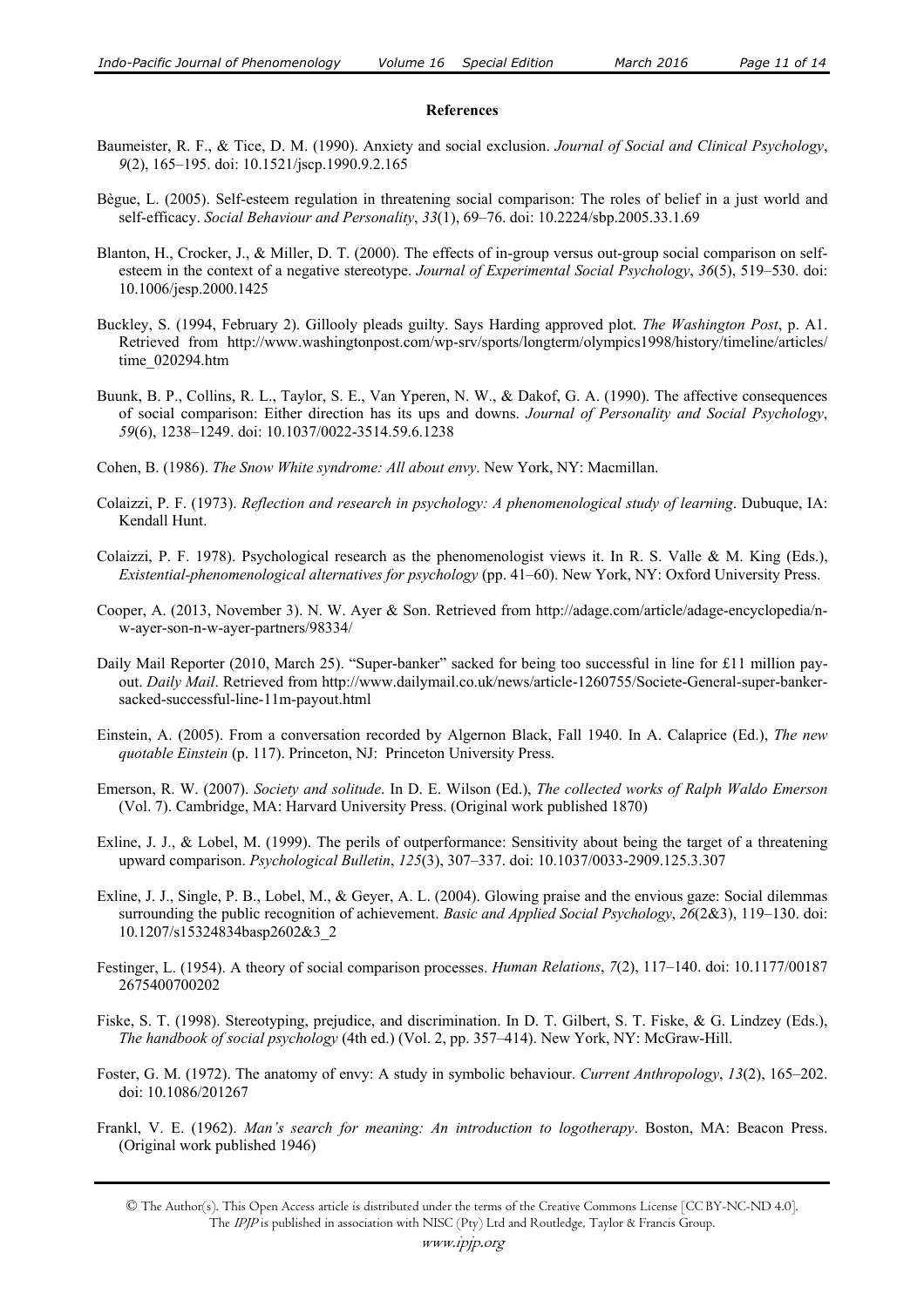## References

Baumeister, R. F., & Tice, D. M. (1990). Anxiety and social exclusion. *Journal of Social and Clinical Psychology*, *9*(2), 165–195. doi: 10.1521/jscp.1990.9.2.165

Bègue, L. (2005). Self-esteem regulation in threatening social comparison: The roles of belief in a just world and self-efficacy. *Social Behaviour and Personality*, *33*(1), 69–76. doi: 10.2224/sbp.2005.33.1.69

Blanton, H., Crocker, J., & Miller, D. T. (2000). The effects of in-group versus out-group social comparison on self-esteem in the context of a negative stereotype. *Journal of Experimental Social Psychology*, *36*(5), 519–530. doi: 10.1006/jesp.2000.1425

Buckley, S. (1994, February 2). Gillooly pleads guilty. Says Harding approved plot. *The Washington Post*, p. A1. Retrieved from http://www.washingtonpost.com/wp-srv/sports/longterm/olympics1998/history/timeline/articles/time_020294.htm

Buunk, B. P., Collins, R. L., Taylor, S. E., Van Yperen, N. W., & Dakof, G. A. (1990). The affective consequences of social comparison: Either direction has its ups and downs. *Journal of Personality and Social Psychology*, *59*(6), 1238–1249. doi: 10.1037/0022-3514.59.6.1238

Cohen, B. (1986). *The Snow White syndrome: All about envy*. New York, NY: Macmillan.

Colaizzi, P. F. (1973). *Reflection and research in psychology: A phenomenological study of learning*. Dubuque, IA: Kendall Hunt.

Colaizzi, P. F. 1978). Psychological research as the phenomenologist views it. In R. S. Valle & M. King (Eds.), *Existential-phenomenological alternatives for psychology* (pp. 41–60). New York, NY: Oxford University Press.

Cooper, A. (2013, November 3). N. W. Ayer & Son. Retrieved from http://adage.com/article/adage-encyclopedia/n-w-ayer-son-n-w-ayer-partners/98334/

Daily Mail Reporter (2010, March 25). "Super-banker" sacked for being too successful in line for £11 million pay-out. *Daily Mail*. Retrieved from http://www.dailymail.co.uk/news/article-1260755/Societe-General-super-banker-sacked-successful-line-11m-payout.html

Einstein, A. (2005). From a conversation recorded by Algernon Black, Fall 1940. In A. Calaprice (Ed.), *The new quotable Einstein* (p. 117). Princeton, NJ: Princeton University Press.

Emerson, R. W. (2007). *Society and solitude*. In D. E. Wilson (Ed.), *The collected works of Ralph Waldo Emerson* (Vol. 7). Cambridge, MA: Harvard University Press. (Original work published 1870)

Exline, J. J., & Lobel, M. (1999). The perils of outperformance: Sensitivity about being the target of a threatening upward comparison. *Psychological Bulletin*, *125*(3), 307–337. doi: 10.1037/0033-2909.125.3.307

Exline, J. J., Single, P. B., Lobel, M., & Geyer, A. L. (2004). Glowing praise and the envious gaze: Social dilemmas surrounding the public recognition of achievement. *Basic and Applied Social Psychology*, *26*(2&3), 119–130. doi: 10.1207/s15324834basp2602&3_2

Festinger, L. (1954). A theory of social comparison processes. *Human Relations*, *7*(2), 117–140. doi: 10.1177/00187 2675400700202

Fiske, S. T. (1998). Stereotyping, prejudice, and discrimination. In D. T. Gilbert, S. T. Fiske, & G. Lindzey (Eds.), *The handbook of social psychology* (4th ed.) (Vol. 2, pp. 357–414). New York, NY: McGraw-Hill.

Foster, G. M. (1972). The anatomy of envy: A study in symbolic behaviour. *Current Anthropology*, *13*(2), 165–202. doi: 10.1086/201267

Frankl, V. E. (1962). *Man's search for meaning: An introduction to logotherapy*. Boston, MA: Beacon Press. (Original work published 1946)

© The Author(s). This Open Access article is distributed under the terms of the Creative Commons License [CC BY-NC-ND 4.0]. The *IPJP* is published in association with NISC (Pty) Ltd and Routledge, Taylor & Francis Group.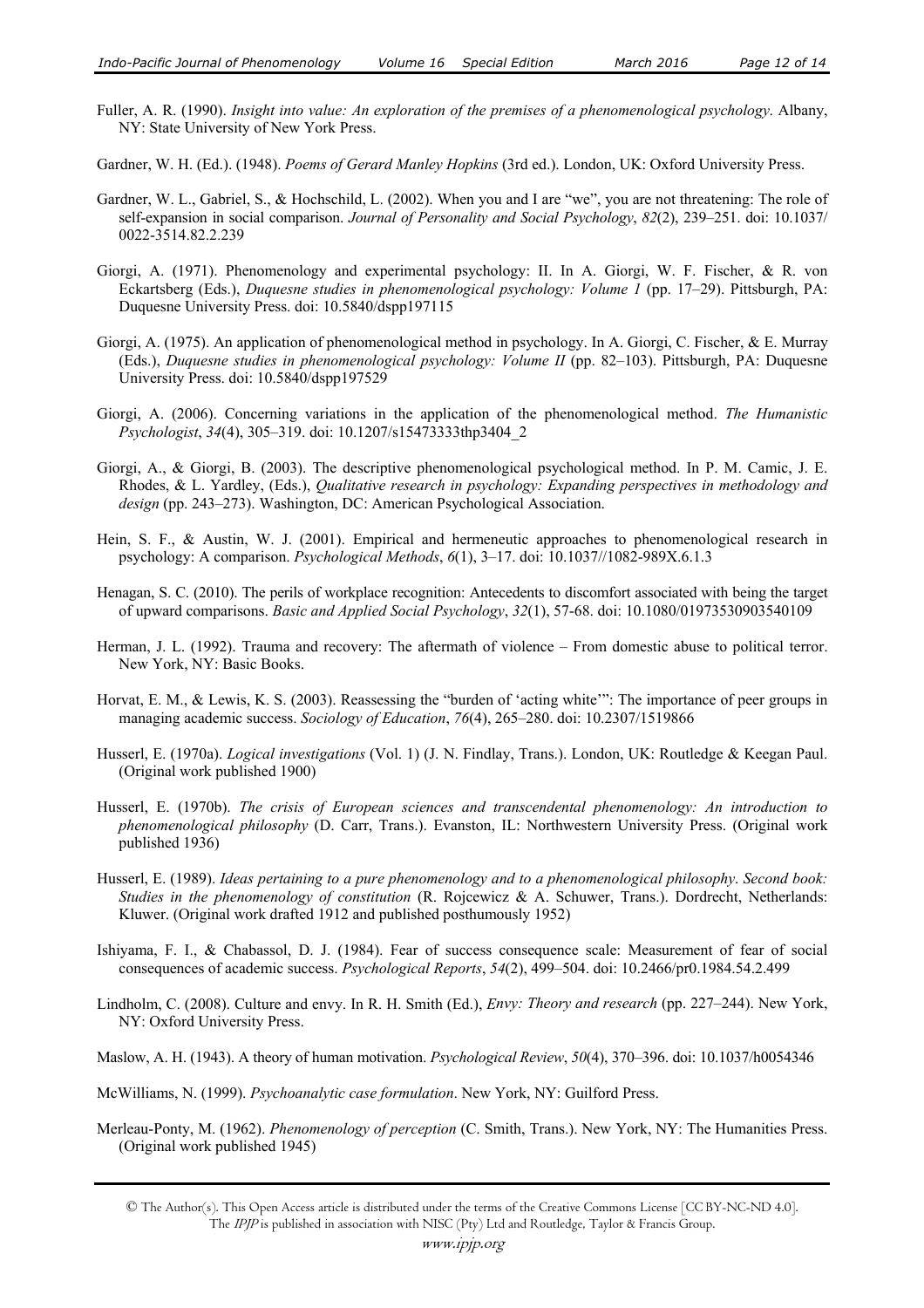Fuller, A. R. (1990). *Insight into value: An exploration of the premises of a phenomenological psychology*. Albany, NY: State University of New York Press.

Gardner, W. H. (Ed.). (1948). *Poems of Gerard Manley Hopkins* (3rd ed.). London, UK: Oxford University Press.

Gardner, W. L., Gabriel, S., & Hochschild, L. (2002). When you and I are "we", you are not threatening: The role of self-expansion in social comparison. *Journal of Personality and Social Psychology*, *82*(2), 239–251. doi: 10.1037/0022-3514.82.2.239

Giorgi, A. (1971). Phenomenology and experimental psychology: II. In A. Giorgi, W. F. Fischer, & R. von Eckartsberg (Eds.), *Duquesne studies in phenomenological psychology: Volume 1* (pp. 17–29). Pittsburgh, PA: Duquesne University Press. doi: 10.5840/dspp197115

Giorgi, A. (1975). An application of phenomenological method in psychology. In A. Giorgi, C. Fischer, & E. Murray (Eds.), *Duquesne studies in phenomenological psychology: Volume II* (pp. 82–103). Pittsburgh, PA: Duquesne University Press. doi: 10.5840/dspp197529

Giorgi, A. (2006). Concerning variations in the application of the phenomenological method. *The Humanistic Psychologist*, *34*(4), 305–319. doi: 10.1207/s15473333thp3404_2

Giorgi, A., & Giorgi, B. (2003). The descriptive phenomenological psychological method. In P. M. Camic, J. E. Rhodes, & L. Yardley, (Eds.), *Qualitative research in psychology: Expanding perspectives in methodology and design* (pp. 243–273). Washington, DC: American Psychological Association.

Hein, S. F., & Austin, W. J. (2001). Empirical and hermeneutic approaches to phenomenological research in psychology: A comparison. *Psychological Methods*, *6*(1), 3–17. doi: 10.1037//1082-989X.6.1.3

Henagan, S. C. (2010). The perils of workplace recognition: Antecedents to discomfort associated with being the target of upward comparisons. *Basic and Applied Social Psychology*, *32*(1), 57-68. doi: 10.1080/01973530903540109

Herman, J. L. (1992). Trauma and recovery: The aftermath of violence – From domestic abuse to political terror. New York, NY: Basic Books.

Horvat, E. M., & Lewis, K. S. (2003). Reassessing the "burden of 'acting white'": The importance of peer groups in managing academic success. *Sociology of Education*, *76*(4), 265–280. doi: 10.2307/1519866

Husserl, E. (1970a). *Logical investigations* (Vol. 1) (J. N. Findlay, Trans.). London, UK: Routledge & Keegan Paul. (Original work published 1900)

Husserl, E. (1970b). *The crisis of European sciences and transcendental phenomenology: An introduction to phenomenological philosophy* (D. Carr, Trans.). Evanston, IL: Northwestern University Press. (Original work published 1936)

Husserl, E. (1989). *Ideas pertaining to a pure phenomenology and to a phenomenological philosophy*. *Second book: Studies in the phenomenology of constitution* (R. Rojcewicz & A. Schuwer, Trans.). Dordrecht, Netherlands: Kluwer. (Original work drafted 1912 and published posthumously 1952)

Ishiyama, F. I., & Chabassol, D. J. (1984). Fear of success consequence scale: Measurement of fear of social consequences of academic success. *Psychological Reports*, *54*(2), 499–504. doi: 10.2466/pr0.1984.54.2.499

Lindholm, C. (2008). Culture and envy. In R. H. Smith (Ed.), *Envy: Theory and research* (pp. 227–244). New York, NY: Oxford University Press.

Maslow, A. H. (1943). A theory of human motivation. *Psychological Review*, *50*(4), 370–396. doi: 10.1037/h0054346

McWilliams, N. (1999). *Psychoanalytic case formulation*. New York, NY: Guilford Press.

Merleau-Ponty, M. (1962). *Phenomenology of perception* (C. Smith, Trans.). New York, NY: The Humanities Press. (Original work published 1945)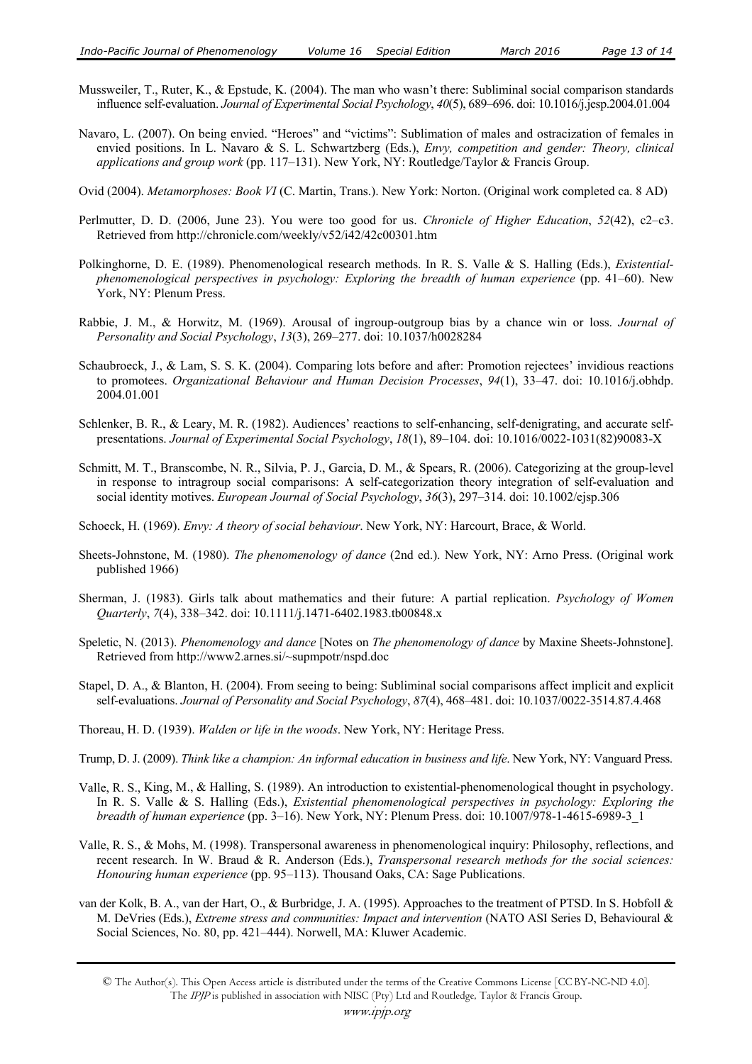Mussweiler, T., Ruter, K., & Epstude, K. (2004). The man who wasn't there: Subliminal social comparison standards influence self-evaluation. *Journal of Experimental Social Psychology*, *40*(5), 689–696. doi: 10.1016/j.jesp.2004.01.004

Navaro, L. (2007). On being envied. "Heroes" and "victims": Sublimation of males and ostracization of females in envied positions. In L. Navaro & S. L. Schwartzberg (Eds.), *Envy, competition and gender: Theory, clinical applications and group work* (pp. 117–131). New York, NY: Routledge/Taylor & Francis Group.

Ovid (2004). *Metamorphoses: Book VI* (C. Martin, Trans.). New York: Norton. (Original work completed ca. 8 AD)

Perlmutter, D. D. (2006, June 23). You were too good for us. *Chronicle of Higher Education*, *52*(42), c2–c3. Retrieved from http://chronicle.com/weekly/v52/i42/42c00301.htm

Polkinghorne, D. E. (1989). Phenomenological research methods. In R. S. Valle & S. Halling (Eds.), *Existential-phenomenological perspectives in psychology: Exploring the breadth of human experience* (pp. 41–60). New York, NY: Plenum Press.

Rabbie, J. M., & Horwitz, M. (1969). Arousal of ingroup-outgroup bias by a chance win or loss. *Journal of Personality and Social Psychology*, *13*(3), 269–277. doi: 10.1037/h0028284

Schaubroeck, J., & Lam, S. S. K. (2004). Comparing lots before and after: Promotion rejectees' invidious reactions to promotees. *Organizational Behaviour and Human Decision Processes*, *94*(1), 33–47. doi: 10.1016/j.obhdp. 2004.01.001

Schlenker, B. R., & Leary, M. R. (1982). Audiences' reactions to self-enhancing, self-denigrating, and accurate self-presentations. *Journal of Experimental Social Psychology*, *18*(1), 89–104. doi: 10.1016/0022-1031(82)90083-X

Schmitt, M. T., Branscombe, N. R., Silvia, P. J., Garcia, D. M., & Spears, R. (2006). Categorizing at the group-level in response to intragroup social comparisons: A self-categorization theory integration of self-evaluation and social identity motives. *European Journal of Social Psychology*, *36*(3), 297–314. doi: 10.1002/ejsp.306

Schoeck, H. (1969). *Envy: A theory of social behaviour*. New York, NY: Harcourt, Brace, & World.

Sheets-Johnstone, M. (1980). *The phenomenology of dance* (2nd ed.). New York, NY: Arno Press. (Original work published 1966)

Sherman, J. (1983). Girls talk about mathematics and their future: A partial replication. *Psychology of Women Quarterly*, *7*(4), 338–342. doi: 10.1111/j.1471-6402.1983.tb00848.x

Speletic, N. (2013). *Phenomenology and dance* [Notes on *The phenomenology of dance* by Maxine Sheets-Johnstone]. Retrieved from http://www2.arnes.si/~supmpotr/nspd.doc

Stapel, D. A., & Blanton, H. (2004). From seeing to being: Subliminal social comparisons affect implicit and explicit self-evaluations. *Journal of Personality and Social Psychology*, *87*(4), 468–481. doi: 10.1037/0022-3514.87.4.468

Thoreau, H. D. (1939). *Walden or life in the woods*. New York, NY: Heritage Press.

Trump, D. J. (2009). *Think like a champion: An informal education in business and life*. New York, NY: Vanguard Press.

Valle, R. S., King, M., & Halling, S. (1989). An introduction to existential-phenomenological thought in psychology. In R. S. Valle & S. Halling (Eds.), *Existential phenomenological perspectives in psychology: Exploring the breadth of human experience* (pp. 3–16). New York, NY: Plenum Press. doi: 10.1007/978-1-4615-6989-3_1

Valle, R. S., & Mohs, M. (1998). Transpersonal awareness in phenomenological inquiry: Philosophy, reflections, and recent research. In W. Braud & R. Anderson (Eds.), *Transpersonal research methods for the social sciences: Honouring human experience* (pp. 95–113). Thousand Oaks, CA: Sage Publications.

van der Kolk, B. A., van der Hart, O., & Burbridge, J. A. (1995). Approaches to the treatment of PTSD. In S. Hobfoll & M. DeVries (Eds.), *Extreme stress and communities: Impact and intervention* (NATO ASI Series D, Behavioural & Social Sciences, No. 80, pp. 421–444). Norwell, MA: Kluwer Academic.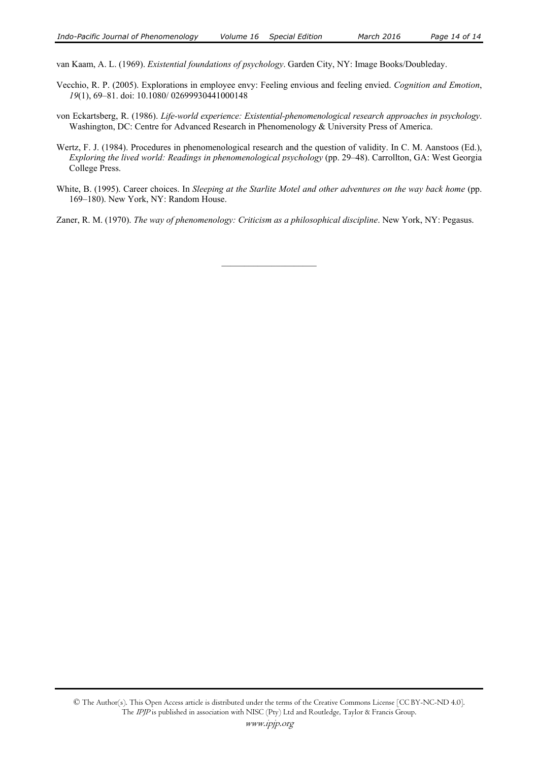van Kaam, A. L. (1969). *Existential foundations of psychology*. Garden City, NY: Image Books/Doubleday.

Vecchio, R. P. (2005). Explorations in employee envy: Feeling envious and feeling envied. *Cognition and Emotion*, *19*(1), 69–81. doi: 10.1080/ 02699930441000148

von Eckartsberg, R. (1986). *Life-world experience: Existential-phenomenological research approaches in psychology*. Washington, DC: Centre for Advanced Research in Phenomenology & University Press of America.

Wertz, F. J. (1984). Procedures in phenomenological research and the question of validity. In C. M. Aanstoos (Ed.), *Exploring the lived world: Readings in phenomenological psychology* (pp. 29–48). Carrollton, GA: West Georgia College Press.

White, B. (1995). Career choices. In *Sleeping at the Starlite Motel and other adventures on the way back home* (pp. 169–180). New York, NY: Random House.

Zaner, R. M. (1970). *The way of phenomenology: Criticism as a philosophical discipline*. New York, NY: Pegasus.

---